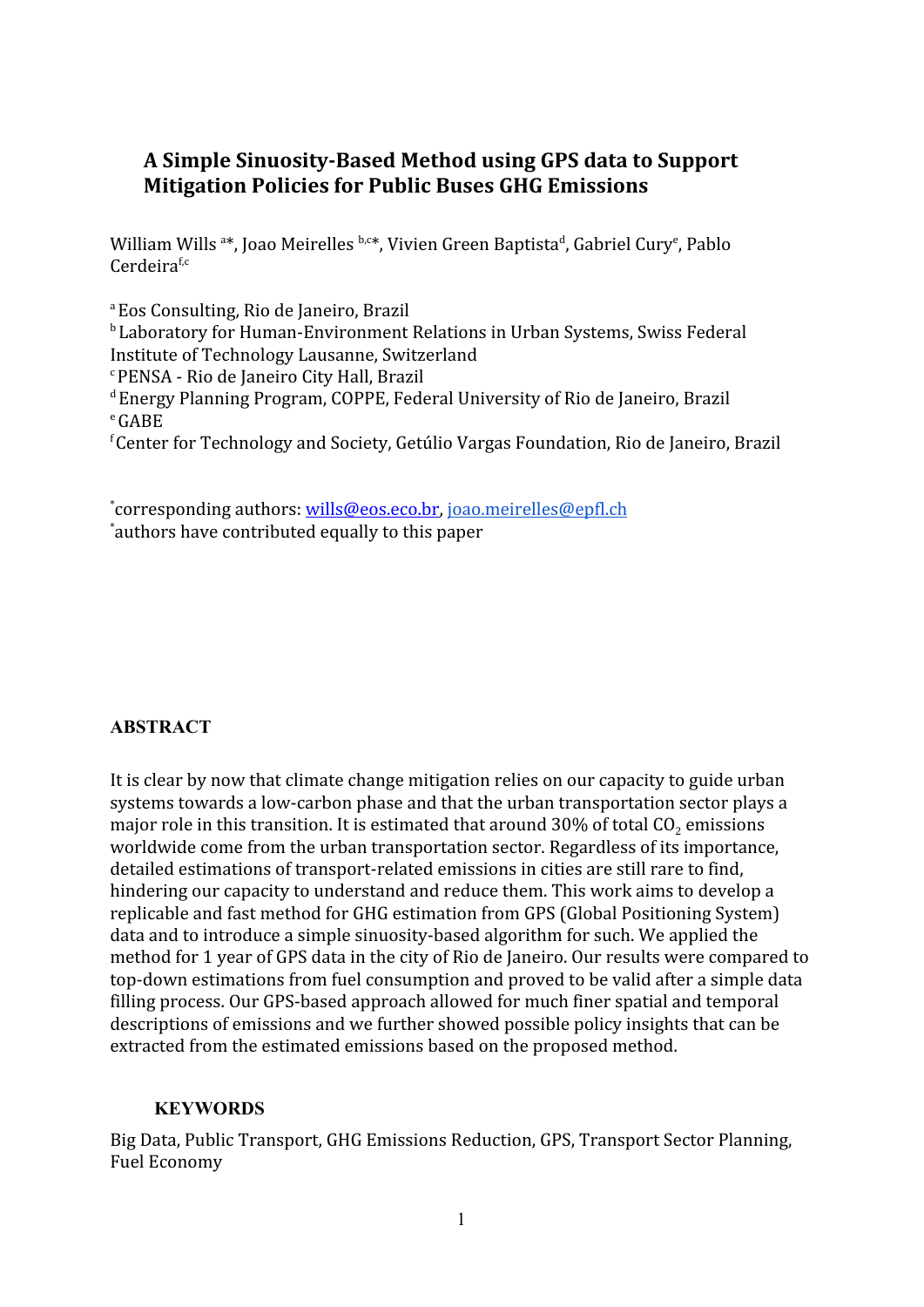# A Simple Sinuosity-Based Method using GPS data to Support Mitigation Policies for Public Buses GHG Emissions

William Wills [a]*, Joao Meirelles [b,c]*, Vivien Green Baptista[d], Gabriel Cury[e], Pablo Cerdeira[f,c]

[a] Eos Consulting, Rio de Janeiro, Brazil
[b] Laboratory for Human-Environment Relations in Urban Systems, Swiss Federal Institute of Technology Lausanne, Switzerland
[c] PENSA - Rio de Janeiro City Hall, Brazil
[d] Energy Planning Program, COPPE, Federal University of Rio de Janeiro, Brazil
[e] GABE
[f] Center for Technology and Society, Getúlio Vargas Foundation, Rio de Janeiro, Brazil

*corresponding authors: wills@eos.eco.br, joao.meirelles@epfl.ch
*authors have contributed equally to this paper

## ABSTRACT

It is clear by now that climate change mitigation relies on our capacity to guide urban systems towards a low-carbon phase and that the urban transportation sector plays a major role in this transition. It is estimated that around 30% of total $CO_2$ emissions worldwide come from the urban transportation sector. Regardless of its importance, detailed estimations of transport-related emissions in cities are still rare to find, hindering our capacity to understand and reduce them. This work aims to develop a replicable and fast method for GHG estimation from GPS (Global Positioning System) data and to introduce a simple sinuosity-based algorithm for such. We applied the method for 1 year of GPS data in the city of Rio de Janeiro. Our results were compared to top-down estimations from fuel consumption and proved to be valid after a simple data filling process. Our GPS-based approach allowed for much finer spatial and temporal descriptions of emissions and we further showed possible policy insights that can be extracted from the estimated emissions based on the proposed method.

### KEYWORDS

Big Data, Public Transport, GHG Emissions Reduction, GPS, Transport Sector Planning, Fuel Economy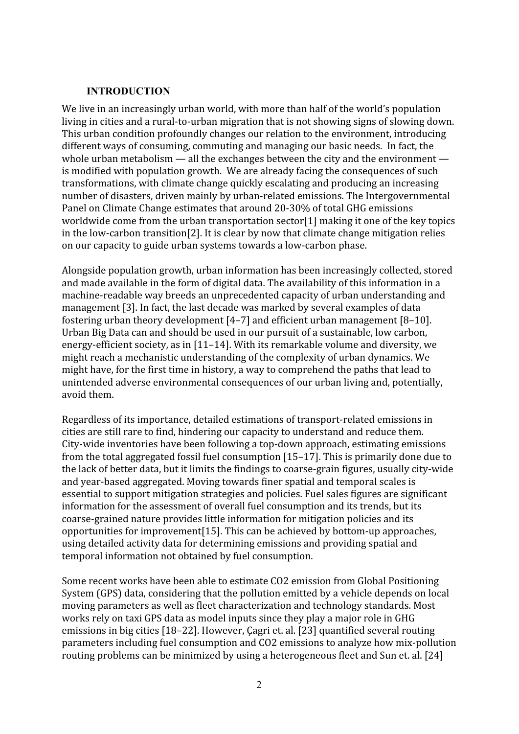## INTRODUCTION

We live in an increasingly urban world, with more than half of the world's population living in cities and a rural-to-urban migration that is not showing signs of slowing down. This urban condition profoundly changes our relation to the environment, introducing different ways of consuming, commuting and managing our basic needs. In fact, the whole urban metabolism — all the exchanges between the city and the environment — is modified with population growth. We are already facing the consequences of such transformations, with climate change quickly escalating and producing an increasing number of disasters, driven mainly by urban-related emissions. The Intergovernmental Panel on Climate Change estimates that around 20-30% of total GHG emissions worldwide come from the urban transportation sector[1] making it one of the key topics in the low-carbon transition[2]. It is clear by now that climate change mitigation relies on our capacity to guide urban systems towards a low-carbon phase.

Alongside population growth, urban information has been increasingly collected, stored and made available in the form of digital data. The availability of this information in a machine-readable way breeds an unprecedented capacity of urban understanding and management [3]. In fact, the last decade was marked by several examples of data fostering urban theory development [4–7] and efficient urban management [8–10]. Urban Big Data can and should be used in our pursuit of a sustainable, low carbon, energy-efficient society, as in [11–14]. With its remarkable volume and diversity, we might reach a mechanistic understanding of the complexity of urban dynamics. We might have, for the first time in history, a way to comprehend the paths that lead to unintended adverse environmental consequences of our urban living and, potentially, avoid them.

Regardless of its importance, detailed estimations of transport-related emissions in cities are still rare to find, hindering our capacity to understand and reduce them. City-wide inventories have been following a top-down approach, estimating emissions from the total aggregated fossil fuel consumption [15–17]. This is primarily done due to the lack of better data, but it limits the findings to coarse-grain figures, usually city-wide and year-based aggregated. Moving towards finer spatial and temporal scales is essential to support mitigation strategies and policies. Fuel sales figures are significant information for the assessment of overall fuel consumption and its trends, but its coarse-grained nature provides little information for mitigation policies and its opportunities for improvement[15]. This can be achieved by bottom-up approaches, using detailed activity data for determining emissions and providing spatial and temporal information not obtained by fuel consumption.

Some recent works have been able to estimate $CO_2$ emission from Global Positioning System (GPS) data, considering that the pollution emitted by a vehicle depends on local moving parameters as well as fleet characterization and technology standards. Most works rely on taxi GPS data as model inputs since they play a major role in GHG emissions in big cities [18–22]. However, Çagri et. al. [23] quantified several routing parameters including fuel consumption and $CO_2$ emissions to analyze how mix-pollution routing problems can be minimized by using a heterogeneous fleet and Sun et. al. [24]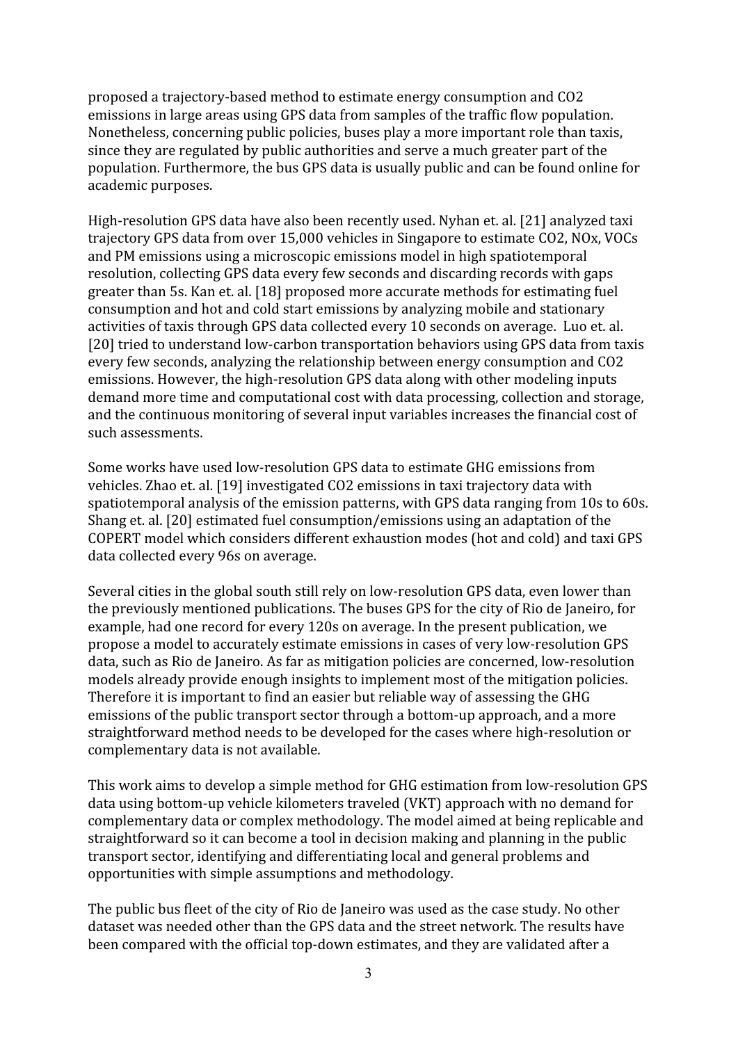proposed a trajectory-based method to estimate energy consumption and $CO_2$ emissions in large areas using GPS data from samples of the traffic flow population. Nonetheless, concerning public policies, buses play a more important role than taxis, since they are regulated by public authorities and serve a much greater part of the population. Furthermore, the bus GPS data is usually public and can be found online for academic purposes.

High-resolution GPS data have also been recently used. Nyhan et. al. [21] analyzed taxi trajectory GPS data from over 15,000 vehicles in Singapore to estimate $CO_2$, $NO_x$, VOCs and PM emissions using a microscopic emissions model in high spatiotemporal resolution, collecting GPS data every few seconds and discarding records with gaps greater than 5s. Kan et. al. [18] proposed more accurate methods for estimating fuel consumption and hot and cold start emissions by analyzing mobile and stationary activities of taxis through GPS data collected every 10 seconds on average. Luo et. al. [20] tried to understand low-carbon transportation behaviors using GPS data from taxis every few seconds, analyzing the relationship between energy consumption and $CO_2$ emissions. However, the high-resolution GPS data along with other modeling inputs demand more time and computational cost with data processing, collection and storage, and the continuous monitoring of several input variables increases the financial cost of such assessments.

Some works have used low-resolution GPS data to estimate GHG emissions from vehicles. Zhao et. al. [19] investigated $CO_2$ emissions in taxi trajectory data with spatiotemporal analysis of the emission patterns, with GPS data ranging from 10s to 60s. Shang et. al. [20] estimated fuel consumption/emissions using an adaptation of the COPERT model which considers different exhaustion modes (hot and cold) and taxi GPS data collected every 96s on average.

Several cities in the global south still rely on low-resolution GPS data, even lower than the previously mentioned publications. The buses GPS for the city of Rio de Janeiro, for example, had one record for every 120s on average. In the present publication, we propose a model to accurately estimate emissions in cases of very low-resolution GPS data, such as Rio de Janeiro. As far as mitigation policies are concerned, low-resolution models already provide enough insights to implement most of the mitigation policies. Therefore it is important to find an easier but reliable way of assessing the GHG emissions of the public transport sector through a bottom-up approach, and a more straightforward method needs to be developed for the cases where high-resolution or complementary data is not available.

This work aims to develop a simple method for GHG estimation from low-resolution GPS data using bottom-up vehicle kilometers traveled (VKT) approach with no demand for complementary data or complex methodology. The model aimed at being replicable and straightforward so it can become a tool in decision making and planning in the public transport sector, identifying and differentiating local and general problems and opportunities with simple assumptions and methodology.

The public bus fleet of the city of Rio de Janeiro was used as the case study. No other dataset was needed other than the GPS data and the street network. The results have been compared with the official top-down estimates, and they are validated after a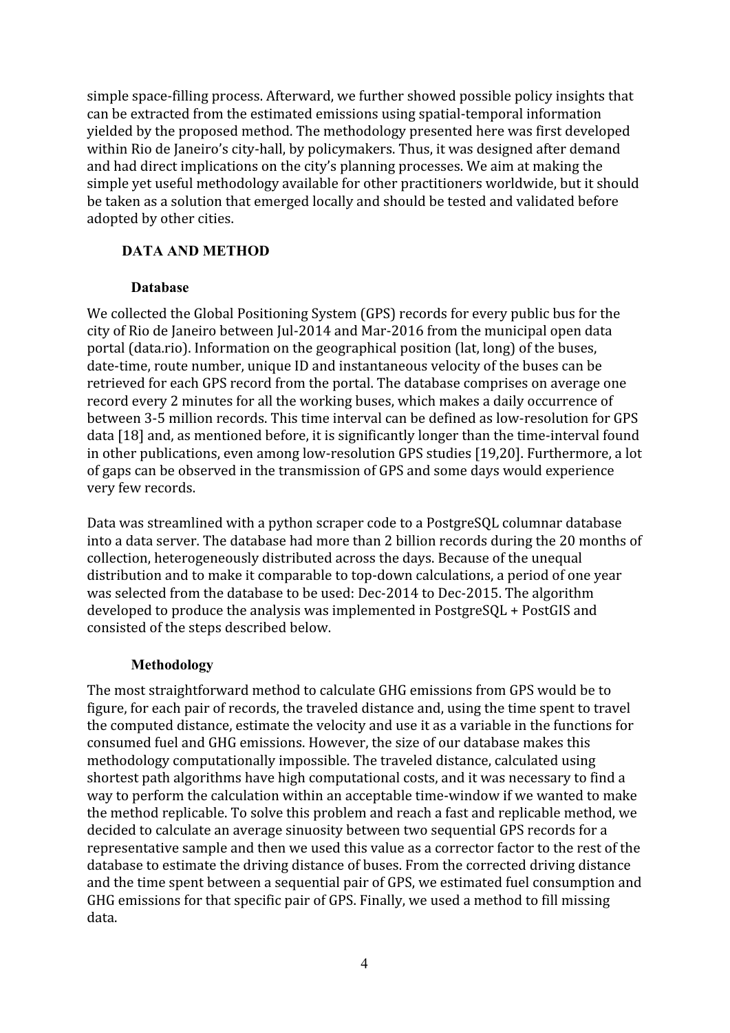simple space-filling process. Afterward, we further showed possible policy insights that can be extracted from the estimated emissions using spatial-temporal information yielded by the proposed method. The methodology presented here was first developed within Rio de Janeiro's city-hall, by policymakers. Thus, it was designed after demand and had direct implications on the city's planning processes. We aim at making the simple yet useful methodology available for other practitioners worldwide, but it should be taken as a solution that emerged locally and should be tested and validated before adopted by other cities.

## DATA AND METHOD

### Database

We collected the Global Positioning System (GPS) records for every public bus for the city of Rio de Janeiro between Jul-2014 and Mar-2016 from the municipal open data portal (data.rio). Information on the geographical position (lat, long) of the buses, date-time, route number, unique ID and instantaneous velocity of the buses can be retrieved for each GPS record from the portal. The database comprises on average one record every 2 minutes for all the working buses, which makes a daily occurrence of between 3-5 million records. This time interval can be defined as low-resolution for GPS data [18] and, as mentioned before, it is significantly longer than the time-interval found in other publications, even among low-resolution GPS studies [19,20]. Furthermore, a lot of gaps can be observed in the transmission of GPS and some days would experience very few records.

Data was streamlined with a python scraper code to a PostgreSQL columnar database into a data server. The database had more than 2 billion records during the 20 months of collection, heterogeneously distributed across the days. Because of the unequal distribution and to make it comparable to top-down calculations, a period of one year was selected from the database to be used: Dec-2014 to Dec-2015. The algorithm developed to produce the analysis was implemented in PostgreSQL + PostGIS and consisted of the steps described below.

### Methodology

The most straightforward method to calculate GHG emissions from GPS would be to figure, for each pair of records, the traveled distance and, using the time spent to travel the computed distance, estimate the velocity and use it as a variable in the functions for consumed fuel and GHG emissions. However, the size of our database makes this methodology computationally impossible. The traveled distance, calculated using shortest path algorithms have high computational costs, and it was necessary to find a way to perform the calculation within an acceptable time-window if we wanted to make the method replicable. To solve this problem and reach a fast and replicable method, we decided to calculate an average sinuosity between two sequential GPS records for a representative sample and then we used this value as a corrector factor to the rest of the database to estimate the driving distance of buses. From the corrected driving distance and the time spent between a sequential pair of GPS, we estimated fuel consumption and GHG emissions for that specific pair of GPS. Finally, we used a method to fill missing data.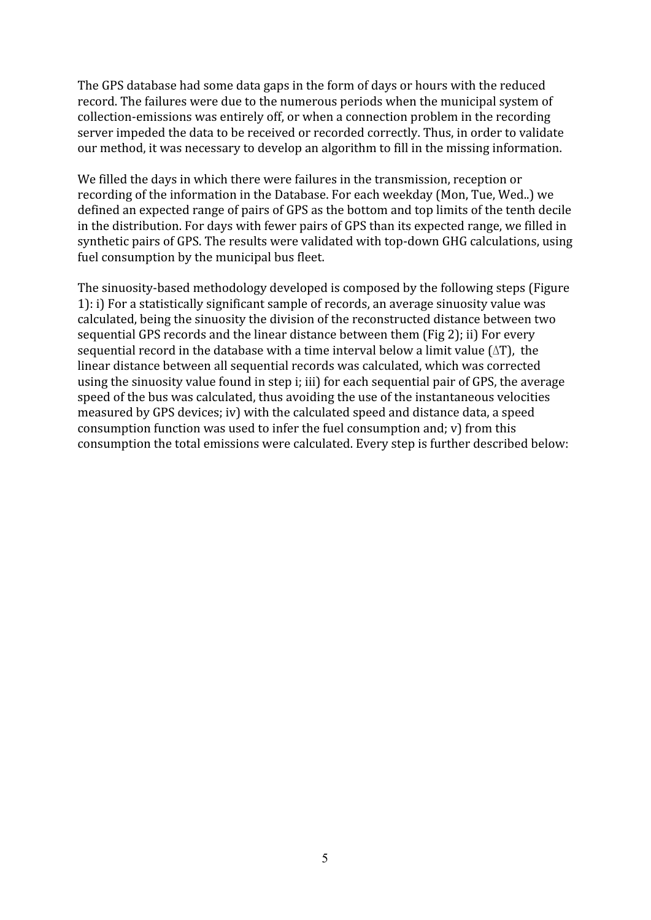The GPS database had some data gaps in the form of days or hours with the reduced record. The failures were due to the numerous periods when the municipal system of collection-emissions was entirely off, or when a connection problem in the recording server impeded the data to be received or recorded correctly. Thus, in order to validate our method, it was necessary to develop an algorithm to fill in the missing information.

We filled the days in which there were failures in the transmission, reception or recording of the information in the Database. For each weekday (Mon, Tue, Wed..) we defined an expected range of pairs of GPS as the bottom and top limits of the tenth decile in the distribution. For days with fewer pairs of GPS than its expected range, we filled in synthetic pairs of GPS. The results were validated with top-down GHG calculations, using fuel consumption by the municipal bus fleet.

The sinuosity-based methodology developed is composed by the following steps (Figure 1): i) For a statistically significant sample of records, an average sinuosity value was calculated, being the sinuosity the division of the reconstructed distance between two sequential GPS records and the linear distance between them (Fig 2); ii) For every sequential record in the database with a time interval below a limit value ($\Delta T$), the linear distance between all sequential records was calculated, which was corrected using the sinuosity value found in step i; iii) for each sequential pair of GPS, the average speed of the bus was calculated, thus avoiding the use of the instantaneous velocities measured by GPS devices; iv) with the calculated speed and distance data, a speed consumption function was used to infer the fuel consumption and; v) from this consumption the total emissions were calculated. Every step is further described below: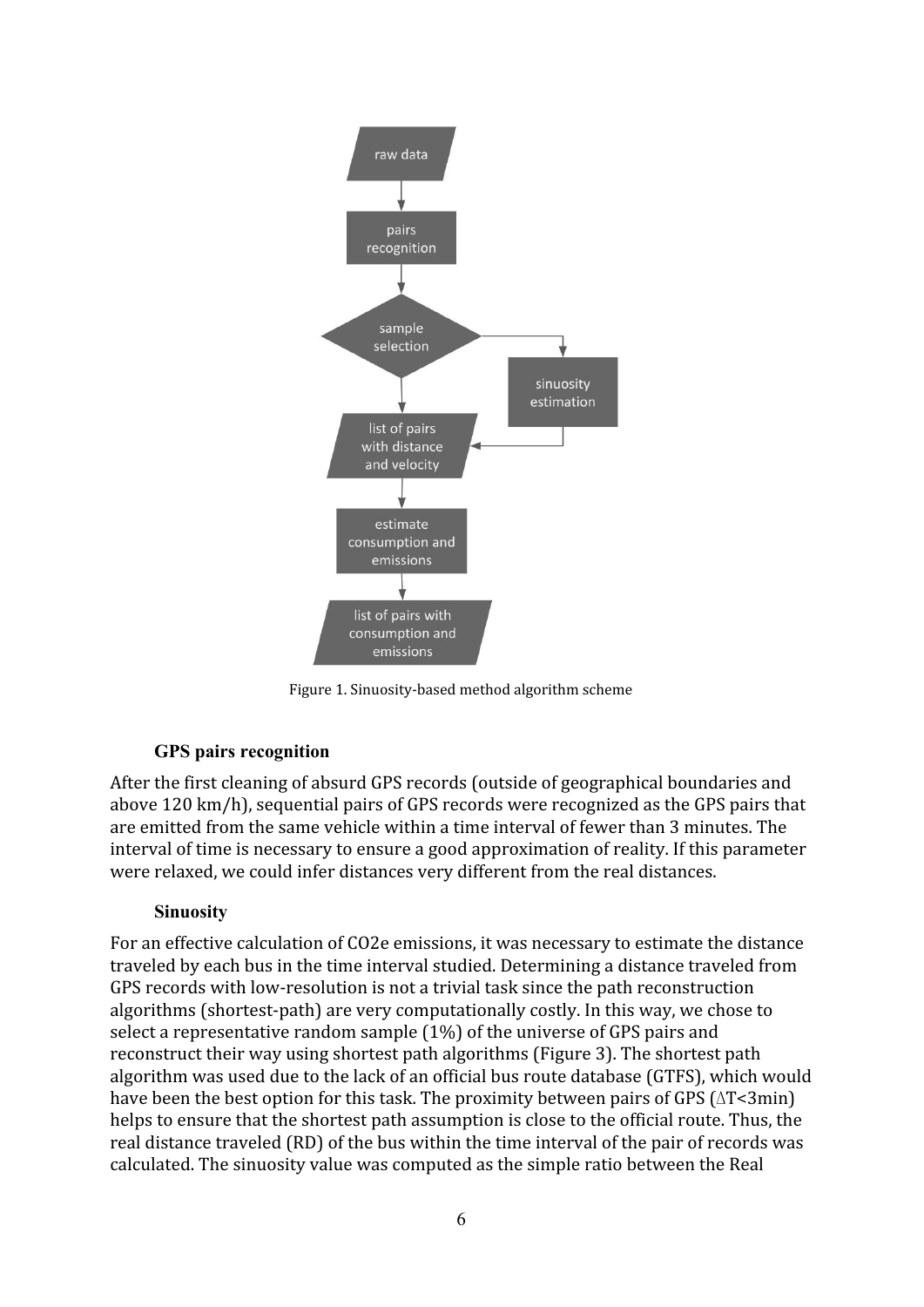Figure 1. Sinuosity-based method algorithm scheme

### GPS pairs recognition

After the first cleaning of absurd GPS records (outside of geographical boundaries and above 120 km/h), sequential pairs of GPS records were recognized as the GPS pairs that are emitted from the same vehicle within a time interval of fewer than 3 minutes. The interval of time is necessary to ensure a good approximation of reality. If this parameter were relaxed, we could infer distances very different from the real distances.

### Sinuosity

For an effective calculation of CO2e emissions, it was necessary to estimate the distance traveled by each bus in the time interval studied. Determining a distance traveled from GPS records with low-resolution is not a trivial task since the path reconstruction algorithms (shortest-path) are very computationally costly. In this way, we chose to select a representative random sample (1%) of the universe of GPS pairs and reconstruct their way using shortest path algorithms (Figure 3). The shortest path algorithm was used due to the lack of an official bus route database (GTFS), which would have been the best option for this task. The proximity between pairs of GPS ($\Delta T$<3min) helps to ensure that the shortest path assumption is close to the official route. Thus, the real distance traveled (RD) of the bus within the time interval of the pair of records was calculated. The sinuosity value was computed as the simple ratio between the Real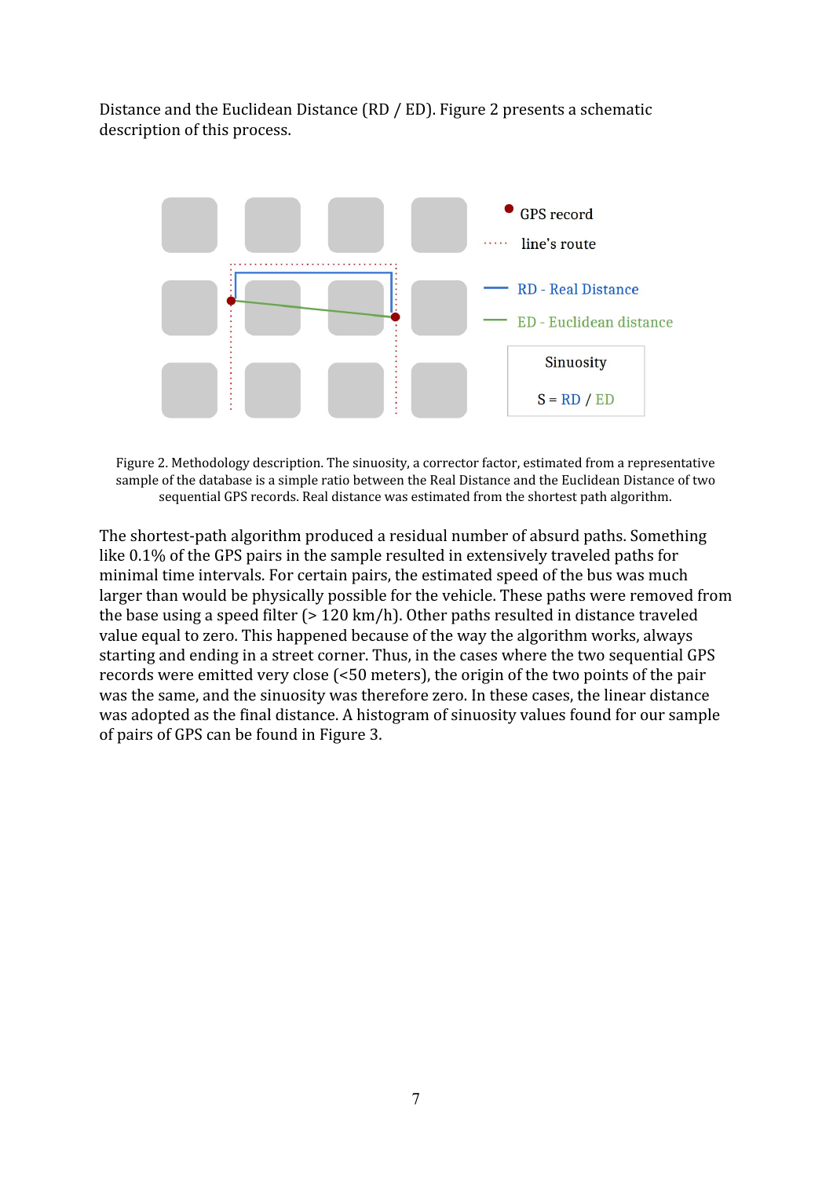Distance and the Euclidean Distance (RD / ED). Figure 2 presents a schematic description of this process.

Figure 2. Methodology description. The sinuosity, a corrector factor, estimated from a representative sample of the database is a simple ratio between the Real Distance and the Euclidean Distance of two sequential GPS records. Real distance was estimated from the shortest path algorithm.

The shortest-path algorithm produced a residual number of absurd paths. Something like 0.1% of the GPS pairs in the sample resulted in extensively traveled paths for minimal time intervals. For certain pairs, the estimated speed of the bus was much larger than would be physically possible for the vehicle. These paths were removed from the base using a speed filter (> 120 km/h). Other paths resulted in distance traveled value equal to zero. This happened because of the way the algorithm works, always starting and ending in a street corner. Thus, in the cases where the two sequential GPS records were emitted very close (<50 meters), the origin of the two points of the pair was the same, and the sinuosity was therefore zero. In these cases, the linear distance was adopted as the final distance. A histogram of sinuosity values found for our sample of pairs of GPS can be found in Figure 3.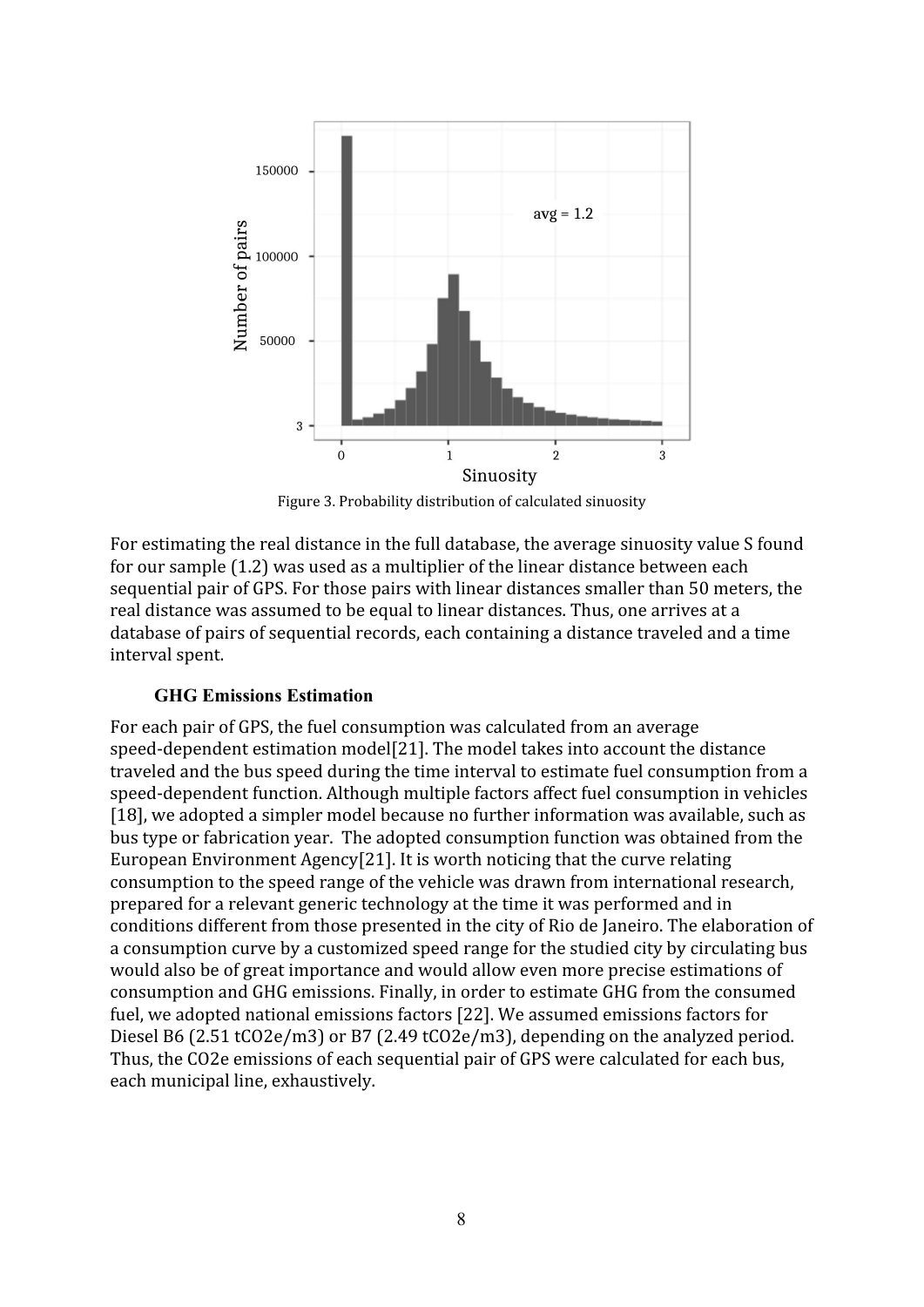Figure 3. Probability distribution of calculated sinuosity

For estimating the real distance in the full database, the average sinuosity value S found for our sample (1.2) was used as a multiplier of the linear distance between each sequential pair of GPS. For those pairs with linear distances smaller than 50 meters, the real distance was assumed to be equal to linear distances. Thus, one arrives at a database of pairs of sequential records, each containing a distance traveled and a time interval spent.

### GHG Emissions Estimation

For each pair of GPS, the fuel consumption was calculated from an average speed-dependent estimation model[21]. The model takes into account the distance traveled and the bus speed during the time interval to estimate fuel consumption from a speed-dependent function. Although multiple factors affect fuel consumption in vehicles [18], we adopted a simpler model because no further information was available, such as bus type or fabrication year. The adopted consumption function was obtained from the European Environment Agency[21]. It is worth noticing that the curve relating consumption to the speed range of the vehicle was drawn from international research, prepared for a relevant generic technology at the time it was performed and in conditions different from those presented in the city of Rio de Janeiro. The elaboration of a consumption curve by a customized speed range for the studied city by circulating bus would also be of great importance and would allow even more precise estimations of consumption and GHG emissions. Finally, in order to estimate GHG from the consumed fuel, we adopted national emissions factors [22]. We assumed emissions factors for Diesel B6 (2.51 $tCO_2e/m^3$) or B7 (2.49 $tCO_2e/m^3$), depending on the analyzed period. Thus, the $CO_2e$ emissions of each sequential pair of GPS were calculated for each bus, each municipal line, exhaustively.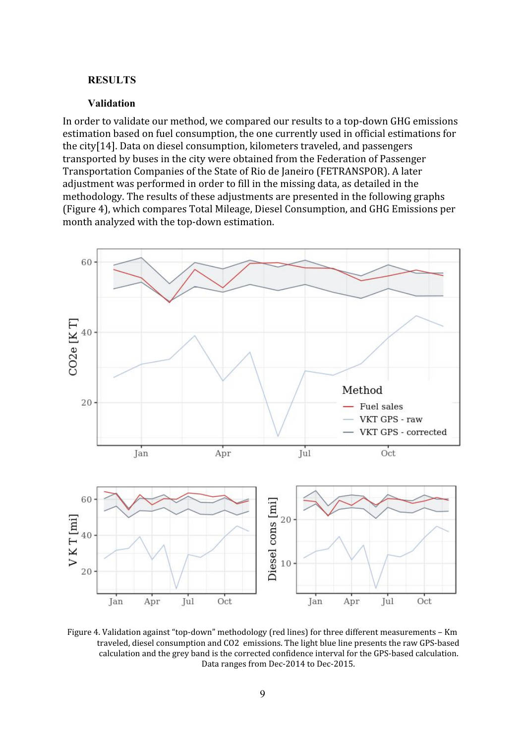## RESULTS

### Validation

In order to validate our method, we compared our results to a top-down GHG emissions estimation based on fuel consumption, the one currently used in official estimations for the city[14]. Data on diesel consumption, kilometers traveled, and passengers transported by buses in the city were obtained from the Federation of Passenger Transportation Companies of the State of Rio de Janeiro (FETRANSPOR). A later adjustment was performed in order to fill in the missing data, as detailed in the methodology. The results of these adjustments are presented in the following graphs (Figure 4), which compares Total Mileage, Diesel Consumption, and GHG Emissions per month analyzed with the top-down estimation.

Figure 4. Validation against “top-down” methodology (red lines) for three different measurements – Km traveled, diesel consumption and $CO_2$ emissions. The light blue line presents the raw GPS-based calculation and the grey band is the corrected confidence interval for the GPS-based calculation. Data ranges from Dec-2014 to Dec-2015.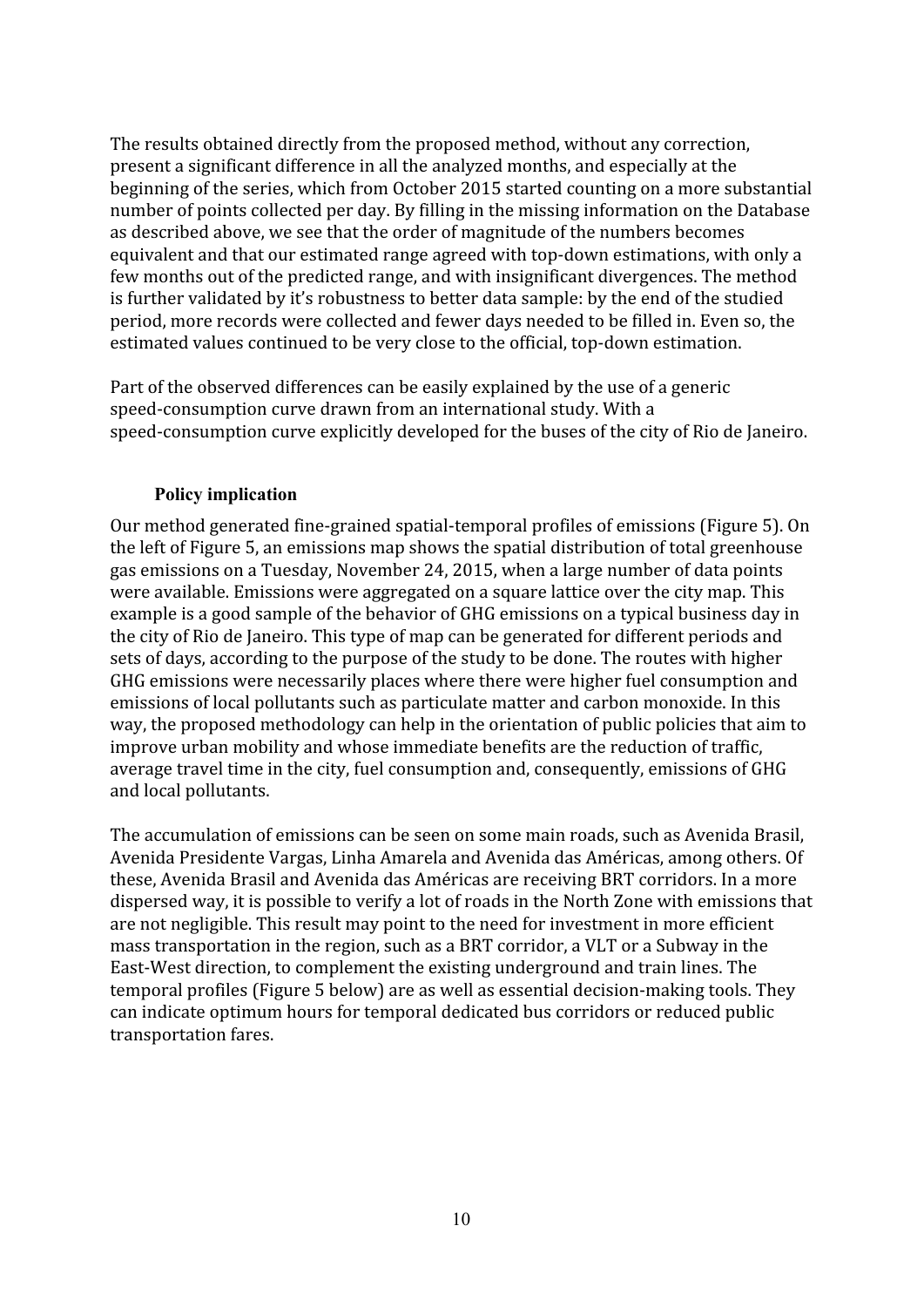The results obtained directly from the proposed method, without any correction, present a significant difference in all the analyzed months, and especially at the beginning of the series, which from October 2015 started counting on a more substantial number of points collected per day. By filling in the missing information on the Database as described above, we see that the order of magnitude of the numbers becomes equivalent and that our estimated range agreed with top-down estimations, with only a few months out of the predicted range, and with insignificant divergences. The method is further validated by it's robustness to better data sample: by the end of the studied period, more records were collected and fewer days needed to be filled in. Even so, the estimated values continued to be very close to the official, top-down estimation.

Part of the observed differences can be easily explained by the use of a generic speed-consumption curve drawn from an international study. With a speed-consumption curve explicitly developed for the buses of the city of Rio de Janeiro.

### Policy implication

Our method generated fine-grained spatial-temporal profiles of emissions (Figure 5). On the left of Figure 5, an emissions map shows the spatial distribution of total greenhouse gas emissions on a Tuesday, November 24, 2015, when a large number of data points were available. Emissions were aggregated on a square lattice over the city map. This example is a good sample of the behavior of GHG emissions on a typical business day in the city of Rio de Janeiro. This type of map can be generated for different periods and sets of days, according to the purpose of the study to be done. The routes with higher GHG emissions were necessarily places where there were higher fuel consumption and emissions of local pollutants such as particulate matter and carbon monoxide. In this way, the proposed methodology can help in the orientation of public policies that aim to improve urban mobility and whose immediate benefits are the reduction of traffic, average travel time in the city, fuel consumption and, consequently, emissions of GHG and local pollutants.

The accumulation of emissions can be seen on some main roads, such as Avenida Brasil, Avenida Presidente Vargas, Linha Amarela and Avenida das Américas, among others. Of these, Avenida Brasil and Avenida das Américas are receiving BRT corridors. In a more dispersed way, it is possible to verify a lot of roads in the North Zone with emissions that are not negligible. This result may point to the need for investment in more efficient mass transportation in the region, such as a BRT corridor, a VLT or a Subway in the East-West direction, to complement the existing underground and train lines. The temporal profiles (Figure 5 below) are as well as essential decision-making tools. They can indicate optimum hours for temporal dedicated bus corridors or reduced public transportation fares.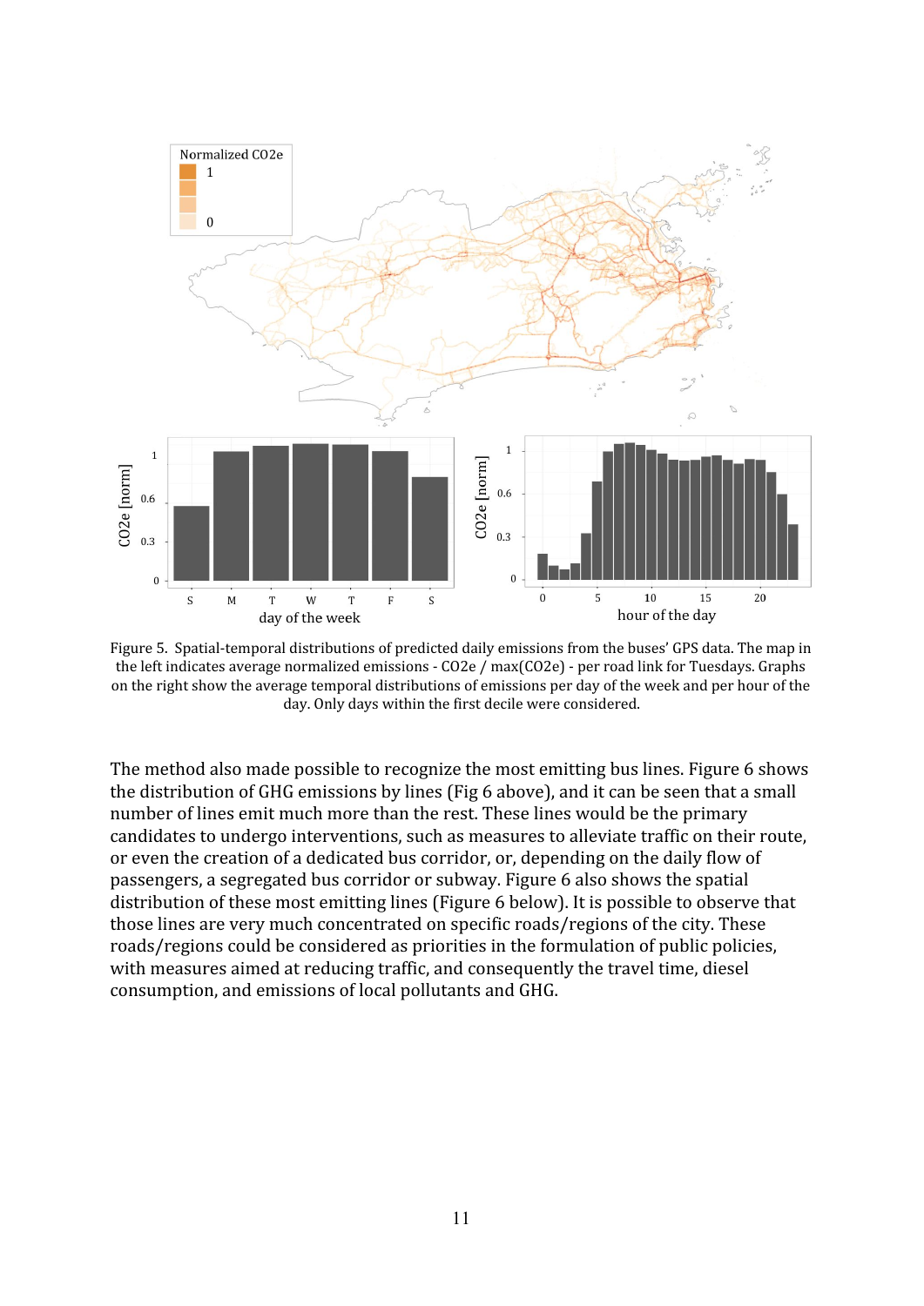Figure 5. Spatial-temporal distributions of predicted daily emissions from the buses' GPS data. The map in the left indicates average normalized emissions - $CO_2e$ / max($CO_2e$) - per road link for Tuesdays. Graphs on the right show the average temporal distributions of emissions per day of the week and per hour of the day. Only days within the first decile were considered.

The method also made possible to recognize the most emitting bus lines. Figure 6 shows the distribution of GHG emissions by lines (Fig 6 above), and it can be seen that a small number of lines emit much more than the rest. These lines would be the primary candidates to undergo interventions, such as measures to alleviate traffic on their route, or even the creation of a dedicated bus corridor, or, depending on the daily flow of passengers, a segregated bus corridor or subway. Figure 6 also shows the spatial distribution of these most emitting lines (Figure 6 below). It is possible to observe that those lines are very much concentrated on specific roads/regions of the city. These roads/regions could be considered as priorities in the formulation of public policies, with measures aimed at reducing traffic, and consequently the travel time, diesel consumption, and emissions of local pollutants and GHG.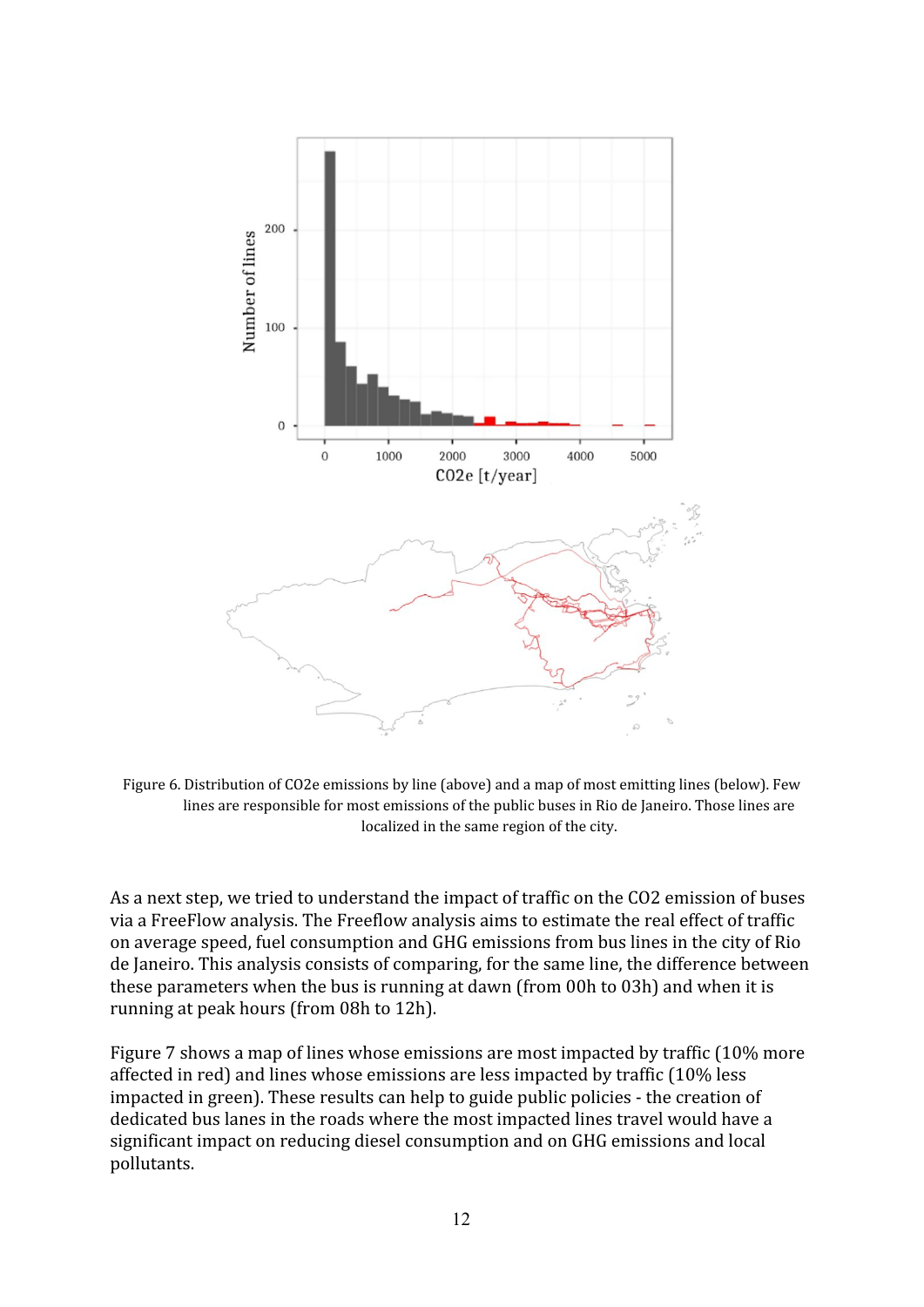Figure 6. Distribution of CO2e emissions by line (above) and a map of most emitting lines (below). Few lines are responsible for most emissions of the public buses in Rio de Janeiro. Those lines are localized in the same region of the city.

As a next step, we tried to understand the impact of traffic on the CO2 emission of buses via a FreeFlow analysis. The Freeflow analysis aims to estimate the real effect of traffic on average speed, fuel consumption and GHG emissions from bus lines in the city of Rio de Janeiro. This analysis consists of comparing, for the same line, the difference between these parameters when the bus is running at dawn (from 00h to 03h) and when it is running at peak hours (from 08h to 12h).

Figure 7 shows a map of lines whose emissions are most impacted by traffic (10% more affected in red) and lines whose emissions are less impacted by traffic (10% less impacted in green). These results can help to guide public policies - the creation of dedicated bus lanes in the roads where the most impacted lines travel would have a significant impact on reducing diesel consumption and on GHG emissions and local pollutants.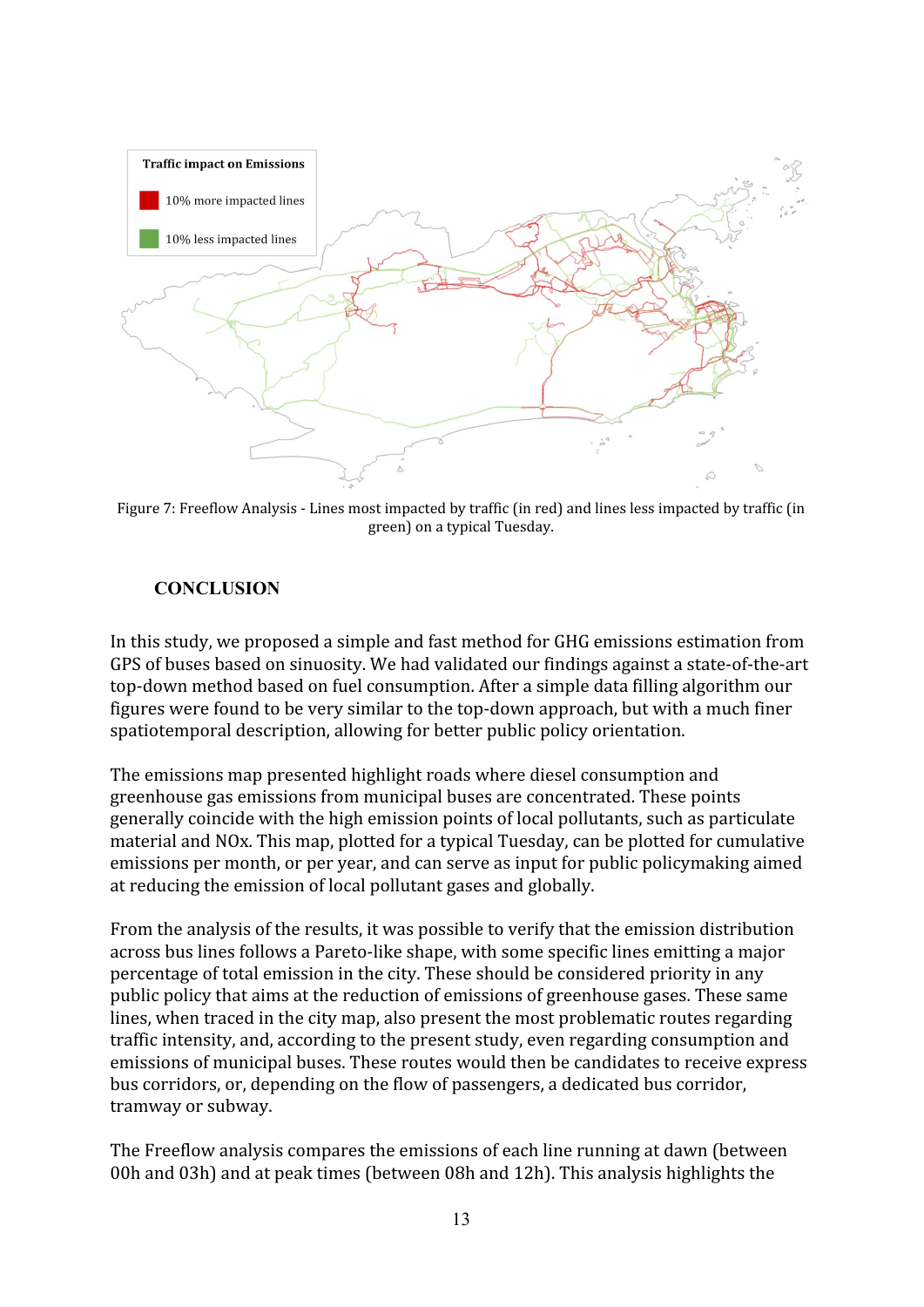Traffic impact on Emissions

10% more impacted lines

10% less impacted lines

Figure 7: Freeflow Analysis - Lines most impacted by traffic (in red) and lines less impacted by traffic (in green) on a typical Tuesday.

## CONCLUSION

In this study, we proposed a simple and fast method for GHG emissions estimation from GPS of buses based on sinuosity. We had validated our findings against a state-of-the-art top-down method based on fuel consumption. After a simple data filling algorithm our figures were found to be very similar to the top-down approach, but with a much finer spatiotemporal description, allowing for better public policy orientation.

The emissions map presented highlight roads where diesel consumption and greenhouse gas emissions from municipal buses are concentrated. These points generally coincide with the high emission points of local pollutants, such as particulate material and NOx. This map, plotted for a typical Tuesday, can be plotted for cumulative emissions per month, or per year, and can serve as input for public policymaking aimed at reducing the emission of local pollutant gases and globally.

From the analysis of the results, it was possible to verify that the emission distribution across bus lines follows a Pareto-like shape, with some specific lines emitting a major percentage of total emission in the city. These should be considered priority in any public policy that aims at the reduction of emissions of greenhouse gases. These same lines, when traced in the city map, also present the most problematic routes regarding traffic intensity, and, according to the present study, even regarding consumption and emissions of municipal buses. These routes would then be candidates to receive express bus corridors, or, depending on the flow of passengers, a dedicated bus corridor, tramway or subway.

The Freeflow analysis compares the emissions of each line running at dawn (between 00h and 03h) and at peak times (between 08h and 12h). This analysis highlights the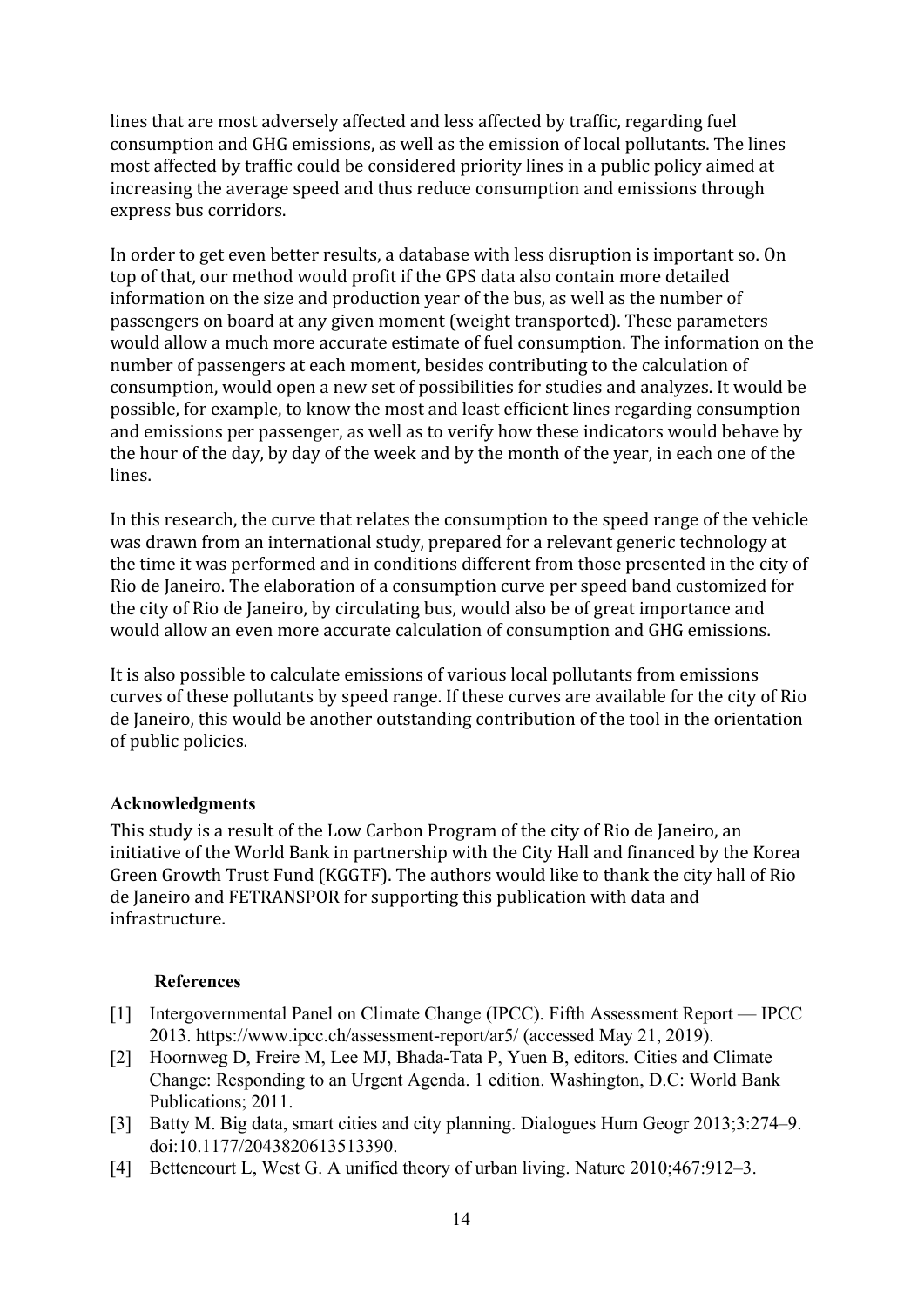lines that are most adversely affected and less affected by traffic, regarding fuel consumption and GHG emissions, as well as the emission of local pollutants. The lines most affected by traffic could be considered priority lines in a public policy aimed at increasing the average speed and thus reduce consumption and emissions through express bus corridors.

In order to get even better results, a database with less disruption is important so. On top of that, our method would profit if the GPS data also contain more detailed information on the size and production year of the bus, as well as the number of passengers on board at any given moment (weight transported). These parameters would allow a much more accurate estimate of fuel consumption. The information on the number of passengers at each moment, besides contributing to the calculation of consumption, would open a new set of possibilities for studies and analyzes. It would be possible, for example, to know the most and least efficient lines regarding consumption and emissions per passenger, as well as to verify how these indicators would behave by the hour of the day, by day of the week and by the month of the year, in each one of the lines.

In this research, the curve that relates the consumption to the speed range of the vehicle was drawn from an international study, prepared for a relevant generic technology at the time it was performed and in conditions different from those presented in the city of Rio de Janeiro. The elaboration of a consumption curve per speed band customized for the city of Rio de Janeiro, by circulating bus, would also be of great importance and would allow an even more accurate calculation of consumption and GHG emissions.

It is also possible to calculate emissions of various local pollutants from emissions curves of these pollutants by speed range. If these curves are available for the city of Rio de Janeiro, this would be another outstanding contribution of the tool in the orientation of public policies.

**Acknowledgments**

This study is a result of the Low Carbon Program of the city of Rio de Janeiro, an initiative of the World Bank in partnership with the City Hall and financed by the Korea Green Growth Trust Fund (KGGTF). The authors would like to thank the city hall of Rio de Janeiro and FETRANSPOR for supporting this publication with data and infrastructure.

## References

[1] Intergovernmental Panel on Climate Change (IPCC). Fifth Assessment Report — IPCC 2013. https://www.ipcc.ch/assessment-report/ar5/ (accessed May 21, 2019).

[2] Hoornweg D, Freire M, Lee MJ, Bhada-Tata P, Yuen B, editors. Cities and Climate Change: Responding to an Urgent Agenda. 1 edition. Washington, D.C: World Bank Publications; 2011.

[3] Batty M. Big data, smart cities and city planning. Dialogues Hum Geogr 2013;3:274–9. doi:10.1177/2043820613513390.

[4] Bettencourt L, West G. A unified theory of urban living. Nature 2010;467:912–3.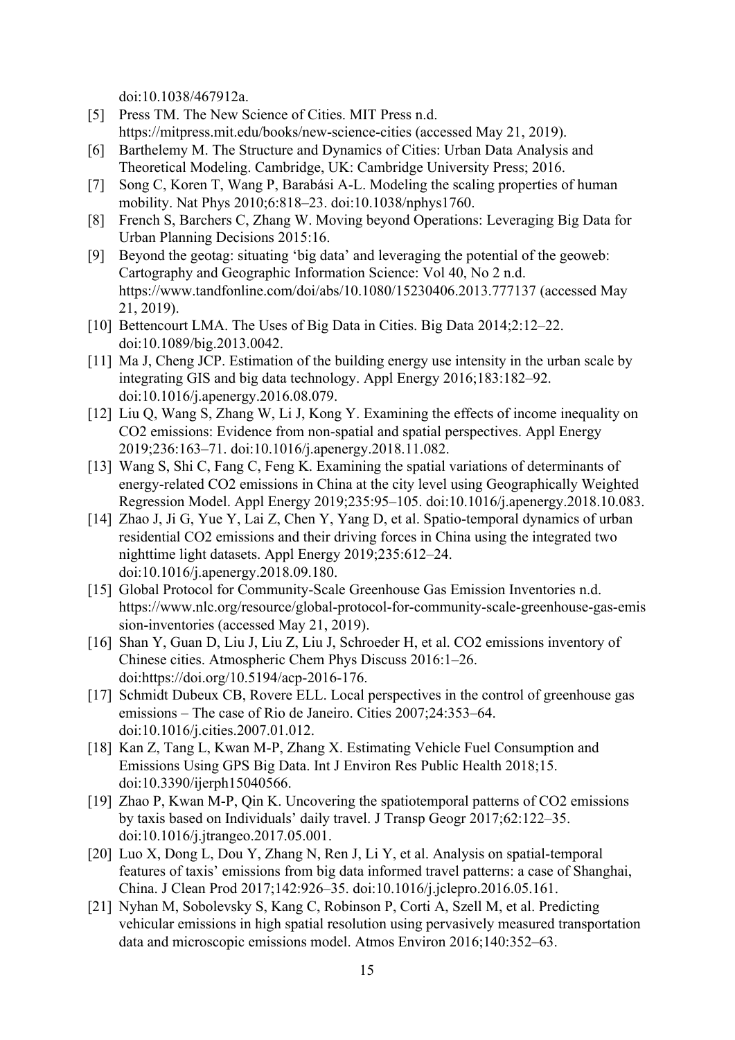doi:10.1038/467912a.

[5] Press TM. The New Science of Cities. MIT Press n.d. https://mitpress.mit.edu/books/new-science-cities (accessed May 21, 2019).

[6] Barthelemy M. The Structure and Dynamics of Cities: Urban Data Analysis and Theoretical Modeling. Cambridge, UK: Cambridge University Press; 2016.

[7] Song C, Koren T, Wang P, Barabási A-L. Modeling the scaling properties of human mobility. Nat Phys 2010;6:818–23. doi:10.1038/nphys1760.

[8] French S, Barchers C, Zhang W. Moving beyond Operations: Leveraging Big Data for Urban Planning Decisions 2015:16.

[9] Beyond the geotag: situating 'big data' and leveraging the potential of the geoweb: Cartography and Geographic Information Science: Vol 40, No 2 n.d. https://www.tandfonline.com/doi/abs/10.1080/15230406.2013.777137 (accessed May 21, 2019).

[10] Bettencourt LMA. The Uses of Big Data in Cities. Big Data 2014;2:12–22. doi:10.1089/big.2013.0042.

[11] Ma J, Cheng JCP. Estimation of the building energy use intensity in the urban scale by integrating GIS and big data technology. Appl Energy 2016;183:182–92. doi:10.1016/j.apenergy.2016.08.079.

[12] Liu Q, Wang S, Zhang W, Li J, Kong Y. Examining the effects of income inequality on CO2 emissions: Evidence from non-spatial and spatial perspectives. Appl Energy 2019;236:163–71. doi:10.1016/j.apenergy.2018.11.082.

[13] Wang S, Shi C, Fang C, Feng K. Examining the spatial variations of determinants of energy-related CO2 emissions in China at the city level using Geographically Weighted Regression Model. Appl Energy 2019;235:95–105. doi:10.1016/j.apenergy.2018.10.083.

[14] Zhao J, Ji G, Yue Y, Lai Z, Chen Y, Yang D, et al. Spatio-temporal dynamics of urban residential CO2 emissions and their driving forces in China using the integrated two nighttime light datasets. Appl Energy 2019;235:612–24. doi:10.1016/j.apenergy.2018.09.180.

[15] Global Protocol for Community-Scale Greenhouse Gas Emission Inventories n.d. https://www.nlc.org/resource/global-protocol-for-community-scale-greenhouse-gas-emission-inventories (accessed May 21, 2019).

[16] Shan Y, Guan D, Liu J, Liu Z, Liu J, Schroeder H, et al. CO2 emissions inventory of Chinese cities. Atmospheric Chem Phys Discuss 2016:1–26. doi:https://doi.org/10.5194/acp-2016-176.

[17] Schmidt Dubeux CB, Rovere ELL. Local perspectives in the control of greenhouse gas emissions – The case of Rio de Janeiro. Cities 2007;24:353–64. doi:10.1016/j.cities.2007.01.012.

[18] Kan Z, Tang L, Kwan M-P, Zhang X. Estimating Vehicle Fuel Consumption and Emissions Using GPS Big Data. Int J Environ Res Public Health 2018;15. doi:10.3390/ijerph15040566.

[19] Zhao P, Kwan M-P, Qin K. Uncovering the spatiotemporal patterns of CO2 emissions by taxis based on Individuals' daily travel. J Transp Geogr 2017;62:122–35. doi:10.1016/j.jtrangeo.2017.05.001.

[20] Luo X, Dong L, Dou Y, Zhang N, Ren J, Li Y, et al. Analysis on spatial-temporal features of taxis' emissions from big data informed travel patterns: a case of Shanghai, China. J Clean Prod 2017;142:926–35. doi:10.1016/j.jclepro.2016.05.161.

[21] Nyhan M, Sobolevsky S, Kang C, Robinson P, Corti A, Szell M, et al. Predicting vehicular emissions in high spatial resolution using pervasively measured transportation data and microscopic emissions model. Atmos Environ 2016;140:352–63.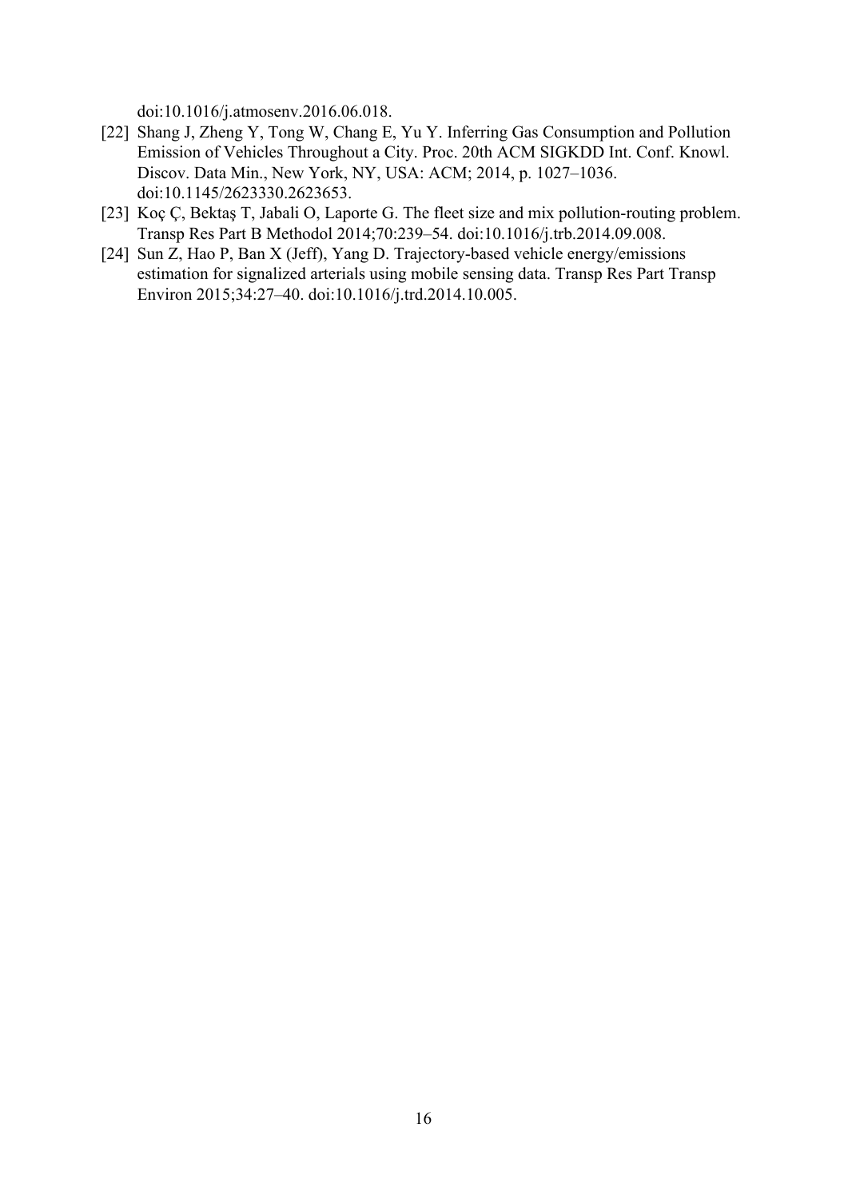doi:10.1016/j.atmosenv.2016.06.018.

[22] Shang J, Zheng Y, Tong W, Chang E, Yu Y. Inferring Gas Consumption and Pollution Emission of Vehicles Throughout a City. Proc. 20th ACM SIGKDD Int. Conf. Knowl. Discov. Data Min., New York, NY, USA: ACM; 2014, p. 1027–1036. doi:10.1145/2623330.2623653.

[23] Koç Ç, Bektaş T, Jabali O, Laporte G. The fleet size and mix pollution-routing problem. Transp Res Part B Methodol 2014;70:239–54. doi:10.1016/j.trb.2014.09.008.

[24] Sun Z, Hao P, Ban X (Jeff), Yang D. Trajectory-based vehicle energy/emissions estimation for signalized arterials using mobile sensing data. Transp Res Part Transp Environ 2015;34:27–40. doi:10.1016/j.trd.2014.10.005.